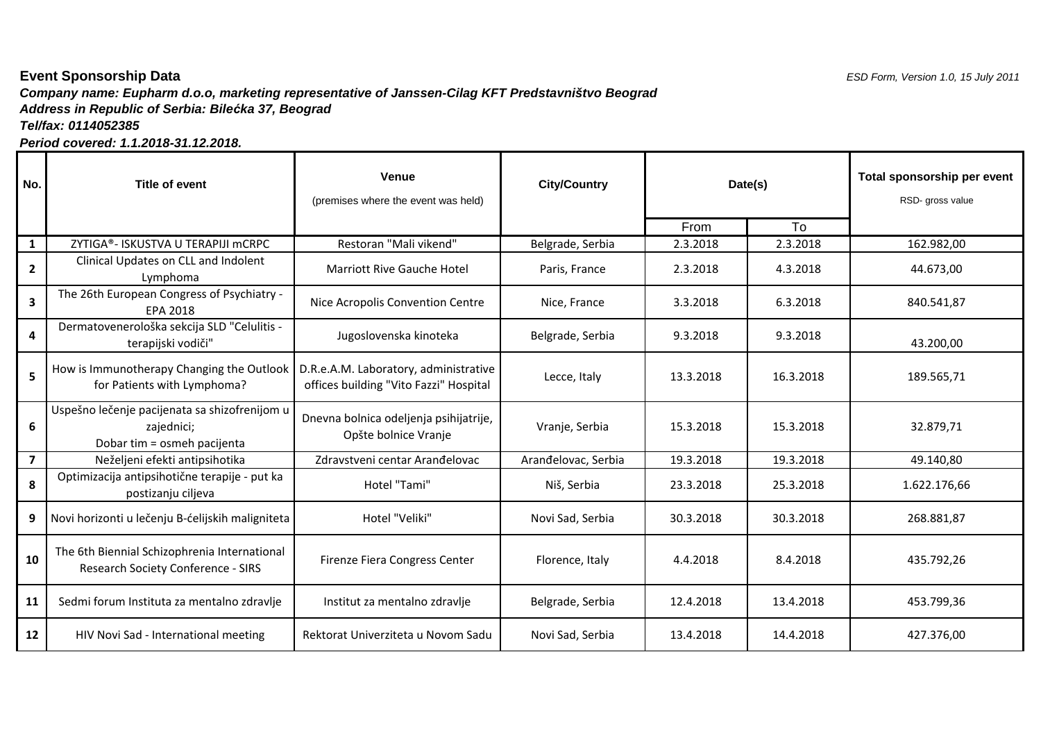**Event Sponsorship Data**

*ESD Form, Version 1.0, 15 July 2011*

***Company name: Eupharm d.o.o, marketing representative of Janssen-Cilag KFT Predstavništvo Beograd***

***Address in Republic of Serbia: Bilećka 37, Beograd***

***Tel/fax: 0114052385***

***Period covered: 1.1.2018-31.12.2018.***

| No. | Title of event | Venue (premises where the event was held) | City/Country | Date(s) | | Total sponsorship per event RSD- gross value |
|---|---|---|---|---|---|---|
| | | | | From | To | |
| 1 | ZYTIGA®- ISKUSTVA U TERAPIJI mCRPC | Restoran "Mali vikend" | Belgrade, Serbia | 2.3.2018 | 2.3.2018 | 162.982,00 |
| 2 | Clinical Updates on CLL and Indolent Lymphoma | Marriott Rive Gauche Hotel | Paris, France | 2.3.2018 | 4.3.2018 | 44.673,00 |
| 3 | The 26th European Congress of Psychiatry - EPA 2018 | Nice Acropolis Convention Centre | Nice, France | 3.3.2018 | 6.3.2018 | 840.541,87 |
| 4 | Dermatovenerološka sekcija SLD "Celulitis - terapijski vodiči" | Jugoslovenska kinoteka | Belgrade, Serbia | 9.3.2018 | 9.3.2018 | 43.200,00 |
| 5 | How is Immunotherapy Changing the Outlook for Patients with Lymphoma? | D.R.e.A.M. Laboratory, administrative offices building "Vito Fazzi" Hospital | Lecce, Italy | 13.3.2018 | 16.3.2018 | 189.565,71 |
| 6 | Uspešno lečenje pacijenata sa shizofrenijom u zajednici; Dobar tim = osmeh pacijenta | Dnevna bolnica odeljenja psihijatrije, Opšte bolnice Vranje | Vranje, Serbia | 15.3.2018 | 15.3.2018 | 32.879,71 |
| 7 | Neželjeni efekti antipsihotika | Zdravstveni centar Aranđelovac | Aranđelovac, Serbia | 19.3.2018 | 19.3.2018 | 49.140,80 |
| 8 | Optimizacija antipsihotične terapije - put ka postizanju ciljeva | Hotel "Tami" | Niš, Serbia | 23.3.2018 | 25.3.2018 | 1.622.176,66 |
| 9 | Novi horizonti u lečenju B-ćelijskih maligniteta | Hotel "Veliki" | Novi Sad, Serbia | 30.3.2018 | 30.3.2018 | 268.881,87 |
| 10 | The 6th Biennial Schizophrenia International Research Society Conference - SIRS | Firenze Fiera Congress Center | Florence, Italy | 4.4.2018 | 8.4.2018 | 435.792,26 |
| 11 | Sedmi forum Instituta za mentalno zdravlje | Institut za mentalno zdravlje | Belgrade, Serbia | 12.4.2018 | 13.4.2018 | 453.799,36 |
| 12 | HIV Novi Sad - International meeting | Rektorat Univerziteta u Novom Sadu | Novi Sad, Serbia | 13.4.2018 | 14.4.2018 | 427.376,00 |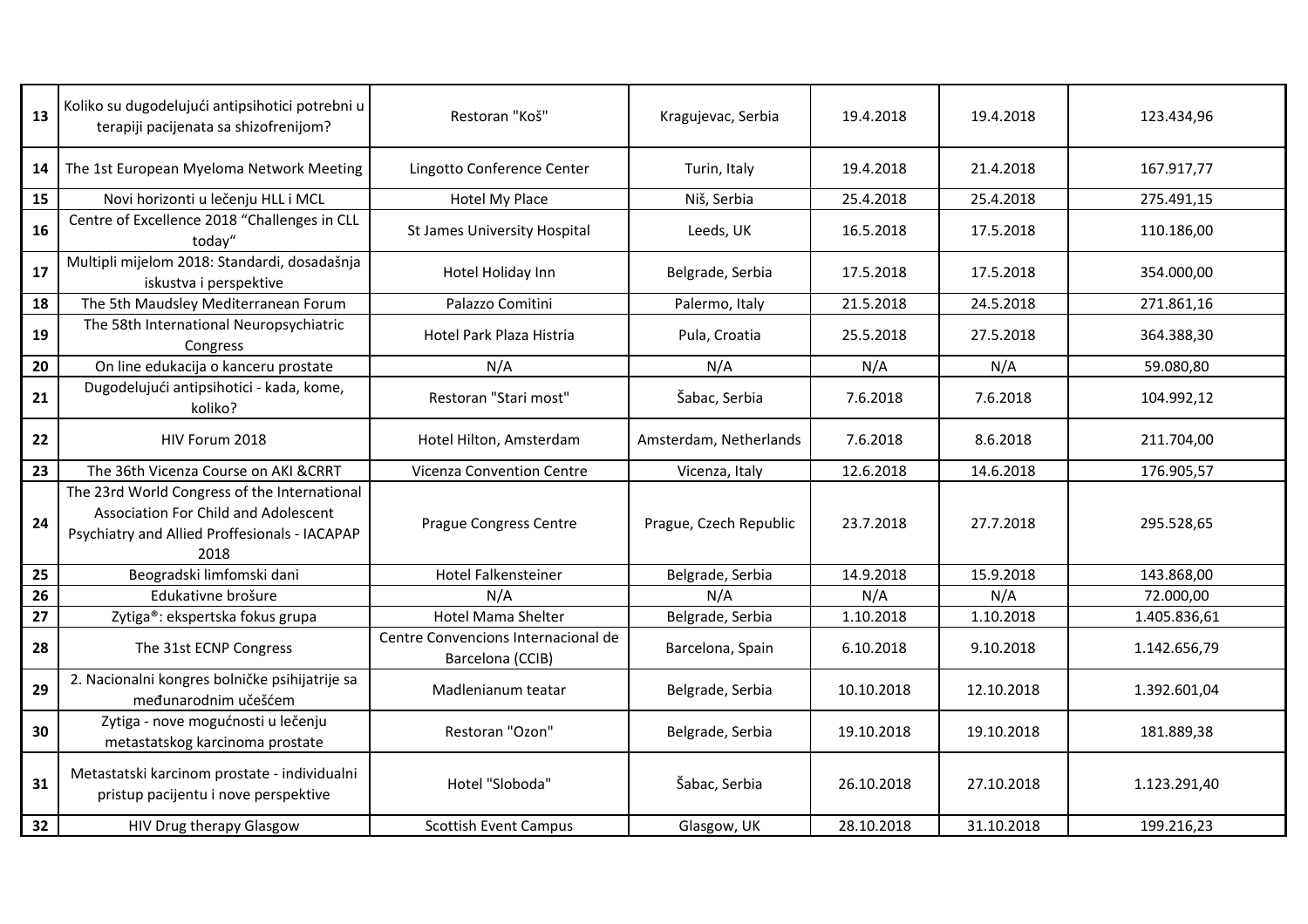| 13 | Koliko su dugodelujući antipsihotici potrebni u terapiji pacijenata sa shizofrenijom? | Restoran "Koš" | Kragujevac, Serbia | 19.4.2018 | 19.4.2018 | 123.434,96 |
|---|---|---|---|---|---|---|
| 14 | The 1st European Myeloma Network Meeting | Lingotto Conference Center | Turin, Italy | 19.4.2018 | 21.4.2018 | 167.917,77 |
| 15 | Novi horizonti u lečenju HLL i MCL | Hotel My Place | Niš, Serbia | 25.4.2018 | 25.4.2018 | 275.491,15 |
| 16 | Centre of Excellence 2018 "Challenges in CLL today" | St James University Hospital | Leeds, UK | 16.5.2018 | 17.5.2018 | 110.186,00 |
| 17 | Multipli mijelom 2018: Standardi, dosadašnja iskustva i perspektive | Hotel Holiday Inn | Belgrade, Serbia | 17.5.2018 | 17.5.2018 | 354.000,00 |
| 18 | The 5th Maudsley Mediterranean Forum | Palazzo Comitini | Palermo, Italy | 21.5.2018 | 24.5.2018 | 271.861,16 |
| 19 | The 58th International Neuropsychiatric Congress | Hotel Park Plaza Histria | Pula, Croatia | 25.5.2018 | 27.5.2018 | 364.388,30 |
| 20 | On line edukacija o kanceru prostate | N/A | N/A | N/A | N/A | 59.080,80 |
| 21 | Dugodelujući antipsihotici - kada, kome, koliko? | Restoran "Stari most" | Šabac, Serbia | 7.6.2018 | 7.6.2018 | 104.992,12 |
| 22 | HIV Forum 2018 | Hotel Hilton, Amsterdam | Amsterdam, Netherlands | 7.6.2018 | 8.6.2018 | 211.704,00 |
| 23 | The 36th Vicenza Course on AKI &CRRT | Vicenza Convention Centre | Vicenza, Italy | 12.6.2018 | 14.6.2018 | 176.905,57 |
| 24 | The 23rd World Congress of the International Association For Child and Adolescent Psychiatry and Allied Proffesionals - IACAPAP 2018 | Prague Congress Centre | Prague, Czech Republic | 23.7.2018 | 27.7.2018 | 295.528,65 |
| 25 | Beogradski limfomski dani | Hotel Falkensteiner | Belgrade, Serbia | 14.9.2018 | 15.9.2018 | 143.868,00 |
| 26 | Edukativne brošure | N/A | N/A | N/A | N/A | 72.000,00 |
| 27 | Zytiga®: ekspertska fokus grupa | Hotel Mama Shelter | Belgrade, Serbia | 1.10.2018 | 1.10.2018 | 1.405.836,61 |
| 28 | The 31st ECNP Congress | Centre Convencions Internacional de Barcelona (CCIB) | Barcelona, Spain | 6.10.2018 | 9.10.2018 | 1.142.656,79 |
| 29 | 2. Nacionalni kongres bolničke psihijatrije sa međunarodnim učešćem | Madlenianum teatar | Belgrade, Serbia | 10.10.2018 | 12.10.2018 | 1.392.601,04 |
| 30 | Zytiga - nove mogućnosti u lečenju metastatskog karcinoma prostate | Restoran "Ozon" | Belgrade, Serbia | 19.10.2018 | 19.10.2018 | 181.889,38 |
| 31 | Metastatski karcinom prostate - individualni pristup pacijentu i nove perspektive | Hotel "Sloboda" | Šabac, Serbia | 26.10.2018 | 27.10.2018 | 1.123.291,40 |
| 32 | HIV Drug therapy Glasgow | Scottish Event Campus | Glasgow, UK | 28.10.2018 | 31.10.2018 | 199.216,23 |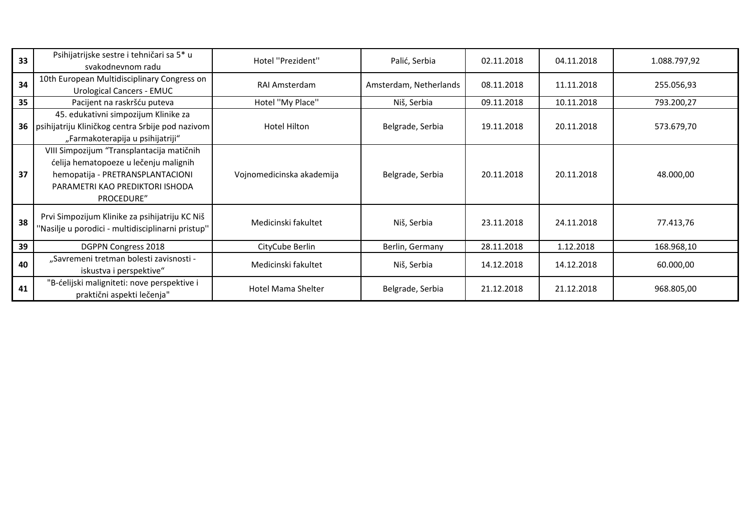| | | | | | | |
|---|---|---|---|---|---|---|
| **33** | Psihijatrijske sestre i tehničari sa 5* u svakodnevnom radu | Hotel ''Prezident'' | Palić, Serbia | 02.11.2018 | 04.11.2018 | 1.088.797,92 |
| **34** | 10th European Multidisciplinary Congress on Urological Cancers - EMUC | RAI Amsterdam | Amsterdam, Netherlands | 08.11.2018 | 11.11.2018 | 255.056,93 |
| **35** | Pacijent na raskršću puteva | Hotel ''My Place'' | Niš, Serbia | 09.11.2018 | 10.11.2018 | 793.200,27 |
| **36** | 45. edukativni simpozijum Klinike za psihijatriju Kliničkog centra Srbije pod nazivom „Farmakoterapija u psihijatriji" | Hotel Hilton | Belgrade, Serbia | 19.11.2018 | 20.11.2018 | 573.679,70 |
| **37** | VIII Simpozijum "Transplantacija matičnih ćelija hematopoeze u lečenju malignih hemopatija - PRETRANSPLANTACIONI PARAMETRI KAO PREDIKTORI ISHODA PROCEDURE" | Vojnomedicinska akademija | Belgrade, Serbia | 20.11.2018 | 20.11.2018 | 48.000,00 |
| **38** | Prvi Simpozijum Klinike za psihijatriju KC Niš ''Nasilje u porodici - multidisciplinarni pristup'' | Medicinski fakultet | Niš, Serbia | 23.11.2018 | 24.11.2018 | 77.413,76 |
| **39** | DGPPN Congress 2018 | CityCube Berlin | Berlin, Germany | 28.11.2018 | 1.12.2018 | 168.968,10 |
| **40** | „Savremeni tretman bolesti zavisnosti - iskustva i perspektive" | Medicinski fakultet | Niš, Serbia | 14.12.2018 | 14.12.2018 | 60.000,00 |
| **41** | "B-ćelijski maligniteti: nove perspektive i praktični aspekti lečenja" | Hotel Mama Shelter | Belgrade, Serbia | 21.12.2018 | 21.12.2018 | 968.805,00 |